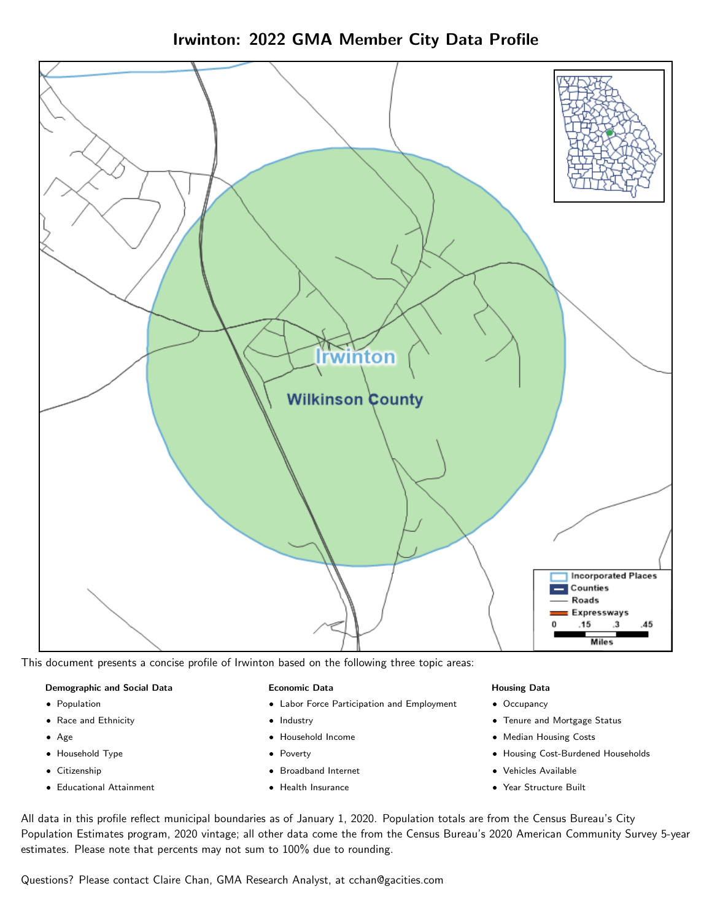# Irwinton: 2022 GMA Member City Data Profile

This document presents a concise profile of Irwinton based on the following three topic areas:

**Demographic and Social Data**

- Population
- Race and Ethnicity
- Age
- Household Type
- Citizenship
- Educational Attainment

**Economic Data**

- Labor Force Participation and Employment
- Industry
- Household Income
- Poverty
- Broadband Internet
- Health Insurance

**Housing Data**

- Occupancy
- Tenure and Mortgage Status
- Median Housing Costs
- Housing Cost-Burdened Households
- Vehicles Available
- Year Structure Built

All data in this profile reflect municipal boundaries as of January 1, 2020. Population totals are from the Census Bureau's City Population Estimates program, 2020 vintage; all other data come the from the Census Bureau's 2020 American Community Survey 5-year estimates. Please note that percents may not sum to 100% due to rounding.

Questions? Please contact Claire Chan, GMA Research Analyst, at cchan@gacities.com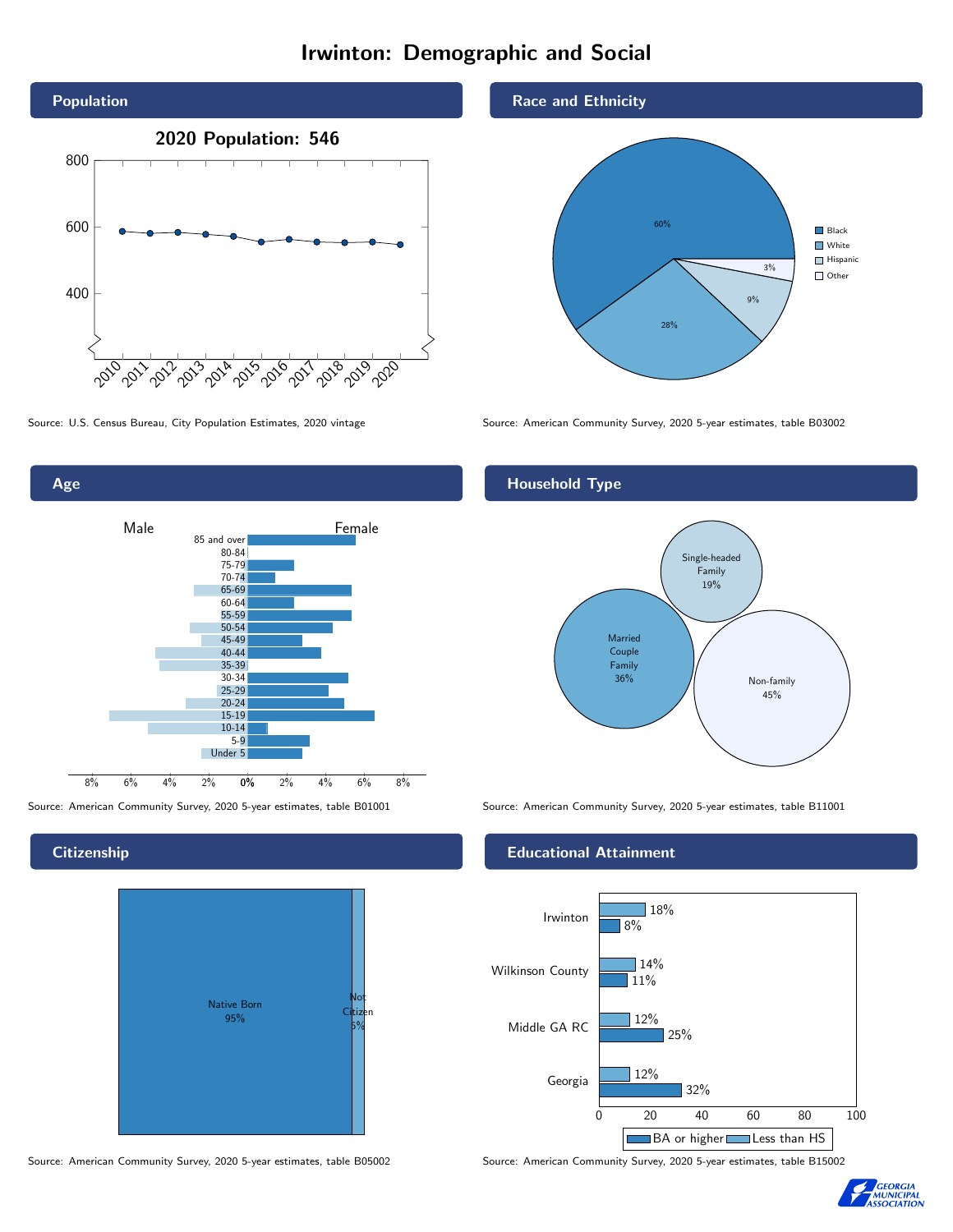# Irwinton: Demographic and Social

## Population

2020 Population: 546

Source: U.S. Census Bureau, City Population Estimates, 2020 vintage

## Race and Ethnicity

| Race/Ethnicity | Percent |
|---|---|
| Black | 60% |
| White | 28% |
| Hispanic | 9% |
| Other | 3% |

Source: American Community Survey, 2020 5-year estimates, table B03002

## Age

Source: American Community Survey, 2020 5-year estimates, table B01001

## Household Type

| Household Type | Percent |
|---|---|
| Single-headed Family | 19% |
| Married Couple Family | 36% |
| Non-family | 45% |

Source: American Community Survey, 2020 5-year estimates, table B11001

## Citizenship

| Citizenship | Percent |
|---|---|
| Native Born | 95% |
| Not Citizen | 5% |

Source: American Community Survey, 2020 5-year estimates, table B05002

## Educational Attainment

| | Less than HS | BA or higher |
|---|---|---|
| Irwinton | 18% | 8% |
| Wilkinson County | 14% | 11% |
| Middle GA RC | 12% | 25% |
| Georgia | 12% | 32% |

Source: American Community Survey, 2020 5-year estimates, table B15002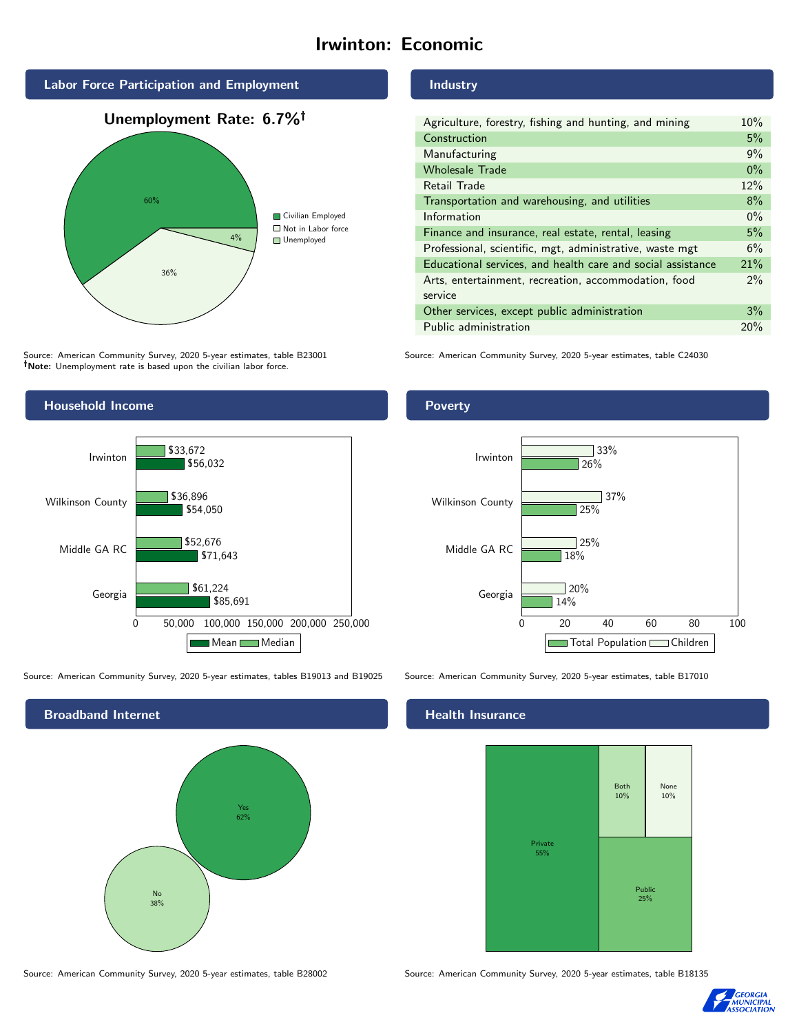# Irwinton: Economic

## Labor Force Participation and Employment

**Unemployment Rate: 6.7%†**

| Category | Percent |
|---|---|
| Civilian Employed | 60% |
| Not in Labor force | 36% |
| Unemployed | 4% |

Source: American Community Survey, 2020 5-year estimates, table B23001
**†Note:** Unemployment rate is based upon the civilian labor force.

## Industry

| Industry | Percent |
|---|---|
| Agriculture, forestry, fishing and hunting, and mining | 10% |
| Construction | 5% |
| Manufacturing | 9% |
| Wholesale Trade | 0% |
| Retail Trade | 12% |
| Transportation and warehousing, and utilities | 8% |
| Information | 0% |
| Finance and insurance, real estate, rental, leasing | 5% |
| Professional, scientific, mgt, administrative, waste mgt | 6% |
| Educational services, and health care and social assistance | 21% |
| Arts, entertainment, recreation, accommodation, food service | 2% |
| Other services, except public administration | 3% |
| Public administration | 20% |

Source: American Community Survey, 2020 5-year estimates, table C24030

## Household Income

| Area | Median | Mean |
|---|---|---|
| Irwinton | $33,672 | $56,032 |
| Wilkinson County | $36,896 | $54,050 |
| Middle GA RC | $52,676 | $71,643 |
| Georgia | $61,224 | $85,691 |

Source: American Community Survey, 2020 5-year estimates, tables B19013 and B19025

## Poverty

| Area | Children | Total Population |
|---|---|---|
| Irwinton | 33% | 26% |
| Wilkinson County | 37% | 25% |
| Middle GA RC | 25% | 18% |
| Georgia | 20% | 14% |

Source: American Community Survey, 2020 5-year estimates, table B17010

## Broadband Internet

| Response | Percent |
|---|---|
| Yes | 62% |
| No | 38% |

Source: American Community Survey, 2020 5-year estimates, table B28002

## Health Insurance

| Type | Percent |
|---|---|
| Private | 55% |
| Public | 25% |
| Both | 10% |
| None | 10% |

Source: American Community Survey, 2020 5-year estimates, table B18135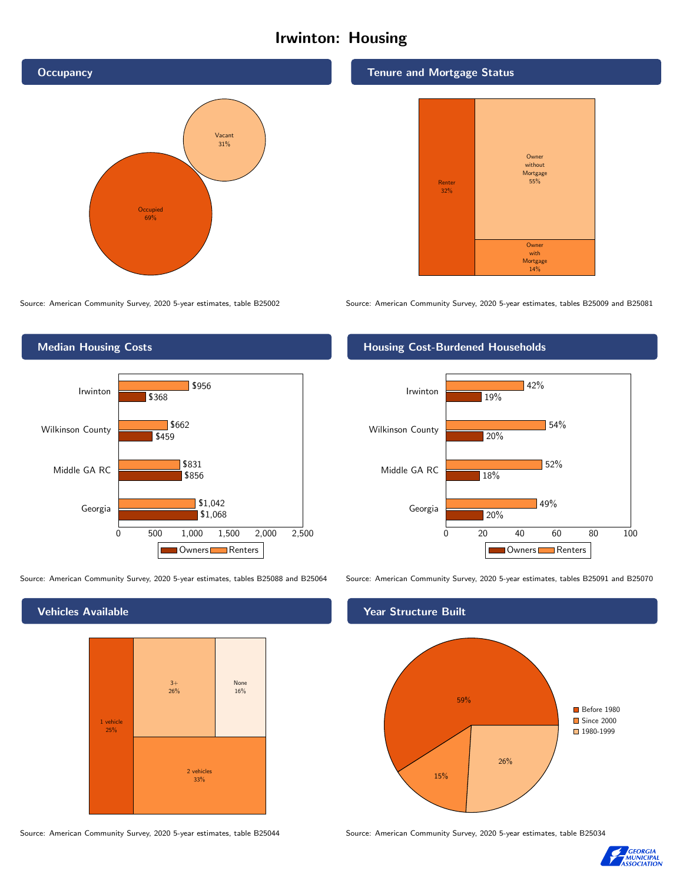# Irwinton: Housing

## Occupancy

Vacant
31%

Occupied
69%

Source: American Community Survey, 2020 5-year estimates, table B25002

## Tenure and Mortgage Status

Renter
32%

Owner
without
Mortgage
55%

Owner
with
Mortgage
14%

Source: American Community Survey, 2020 5-year estimates, tables B25009 and B25081

## Median Housing Costs

Irwinton
$956
$368

Wilkinson County
$662
$459

Middle GA RC
$831
$856

Georgia
$1,042
$1,068

0
500
1,000
1,500
2,000
2,500

Owners
Renters

Source: American Community Survey, 2020 5-year estimates, tables B25088 and B25064

## Housing Cost-Burdened Households

Irwinton
42%
19%

Wilkinson County
54%
20%

Middle GA RC
52%
18%

Georgia
49%
20%

0
20
40
60
80
100

Owners
Renters

Source: American Community Survey, 2020 5-year estimates, tables B25091 and B25070

## Vehicles Available

1 vehicle
25%

3+
26%

None
16%

2 vehicles
33%

Source: American Community Survey, 2020 5-year estimates, table B25044

## Year Structure Built

59%
15%
26%

Before 1980
Since 2000
1980-1999

Source: American Community Survey, 2020 5-year estimates, table B25034